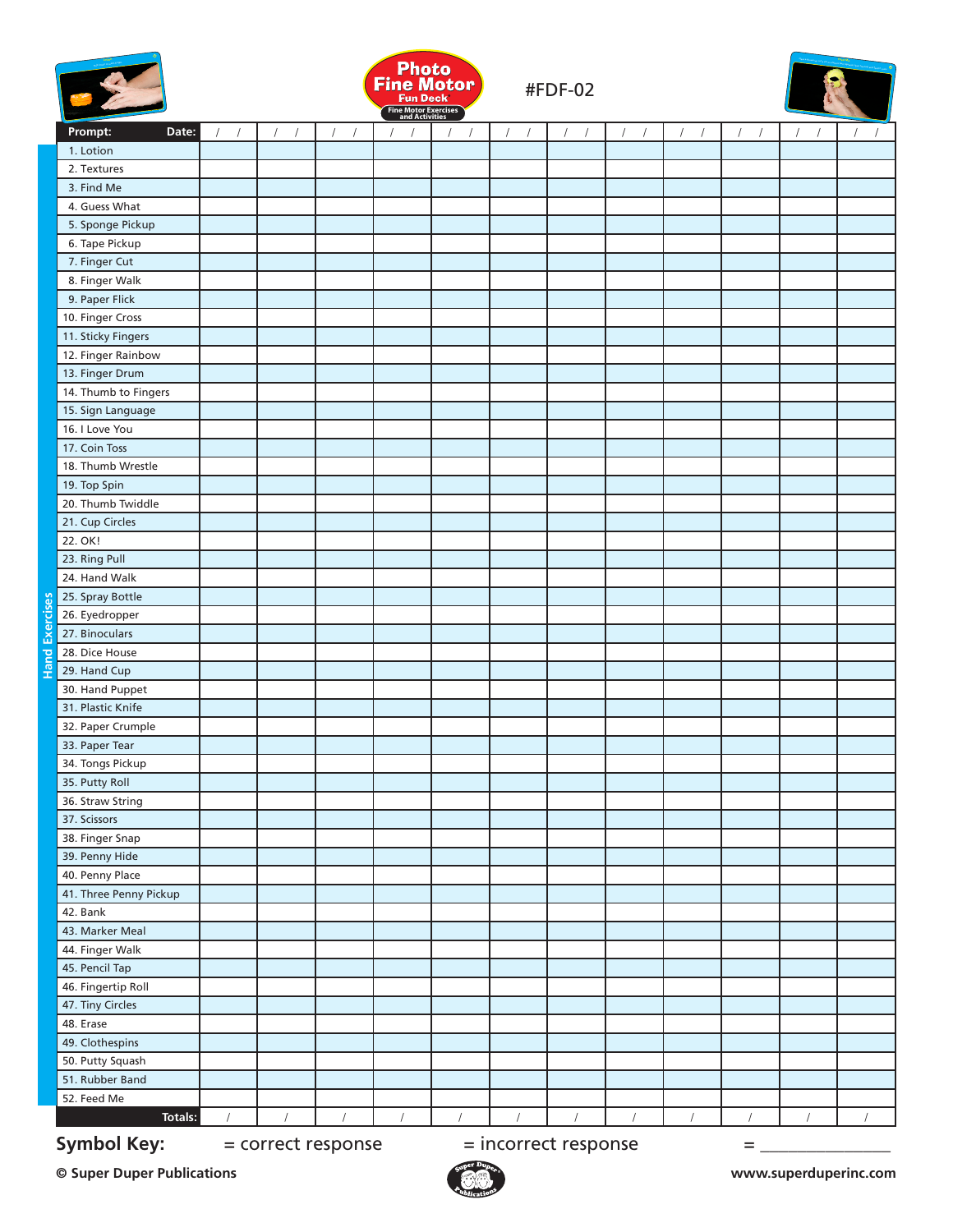# Photo Fine Motor Fun Deck® Fine Motor Exercises and Activities

#FDF-02

**Hand Exercises**

| Prompt: Date: | / / | / / | / / | / / | / / | / / | / / | / / | / / | / / | / / | / / |
|---|---|---|---|---|---|---|---|---|---|---|---|---|
| 1. Lotion | | | | | | | | | | | | |
| 2. Textures | | | | | | | | | | | | |
| 3. Find Me | | | | | | | | | | | | |
| 4. Guess What | | | | | | | | | | | | |
| 5. Sponge Pickup | | | | | | | | | | | | |
| 6. Tape Pickup | | | | | | | | | | | | |
| 7. Finger Cut | | | | | | | | | | | | |
| 8. Finger Walk | | | | | | | | | | | | |
| 9. Paper Flick | | | | | | | | | | | | |
| 10. Finger Cross | | | | | | | | | | | | |
| 11. Sticky Fingers | | | | | | | | | | | | |
| 12. Finger Rainbow | | | | | | | | | | | | |
| 13. Finger Drum | | | | | | | | | | | | |
| 14. Thumb to Fingers | | | | | | | | | | | | |
| 15. Sign Language | | | | | | | | | | | | |
| 16. I Love You | | | | | | | | | | | | |
| 17. Coin Toss | | | | | | | | | | | | |
| 18. Thumb Wrestle | | | | | | | | | | | | |
| 19. Top Spin | | | | | | | | | | | | |
| 20. Thumb Twiddle | | | | | | | | | | | | |
| 21. Cup Circles | | | | | | | | | | | | |
| 22. OK! | | | | | | | | | | | | |
| 23. Ring Pull | | | | | | | | | | | | |
| 24. Hand Walk | | | | | | | | | | | | |
| 25. Spray Bottle | | | | | | | | | | | | |
| 26. Eyedropper | | | | | | | | | | | | |
| 27. Binoculars | | | | | | | | | | | | |
| 28. Dice House | | | | | | | | | | | | |
| 29. Hand Cup | | | | | | | | | | | | |
| 30. Hand Puppet | | | | | | | | | | | | |
| 31. Plastic Knife | | | | | | | | | | | | |
| 32. Paper Crumple | | | | | | | | | | | | |
| 33. Paper Tear | | | | | | | | | | | | |
| 34. Tongs Pickup | | | | | | | | | | | | |
| 35. Putty Roll | | | | | | | | | | | | |
| 36. Straw String | | | | | | | | | | | | |
| 37. Scissors | | | | | | | | | | | | |
| 38. Finger Snap | | | | | | | | | | | | |
| 39. Penny Hide | | | | | | | | | | | | |
| 40. Penny Place | | | | | | | | | | | | |
| 41. Three Penny Pickup | | | | | | | | | | | | |
| 42. Bank | | | | | | | | | | | | |
| 43. Marker Meal | | | | | | | | | | | | |
| 44. Finger Walk | | | | | | | | | | | | |
| 45. Pencil Tap | | | | | | | | | | | | |
| 46. Fingertip Roll | | | | | | | | | | | | |
| 47. Tiny Circles | | | | | | | | | | | | |
| 48. Erase | | | | | | | | | | | | |
| 49. Clothespins | | | | | | | | | | | | |
| 50. Putty Squash | | | | | | | | | | | | |
| 51. Rubber Band | | | | | | | | | | | | |
| 52. Feed Me | | | | | | | | | | | | |
| Totals: | / | / | / | / | / | / | / | / | / | / | / | / |

**Symbol Key:** = correct response = incorrect response = _______________

**© Super Duper Publications** www.superduperinc.com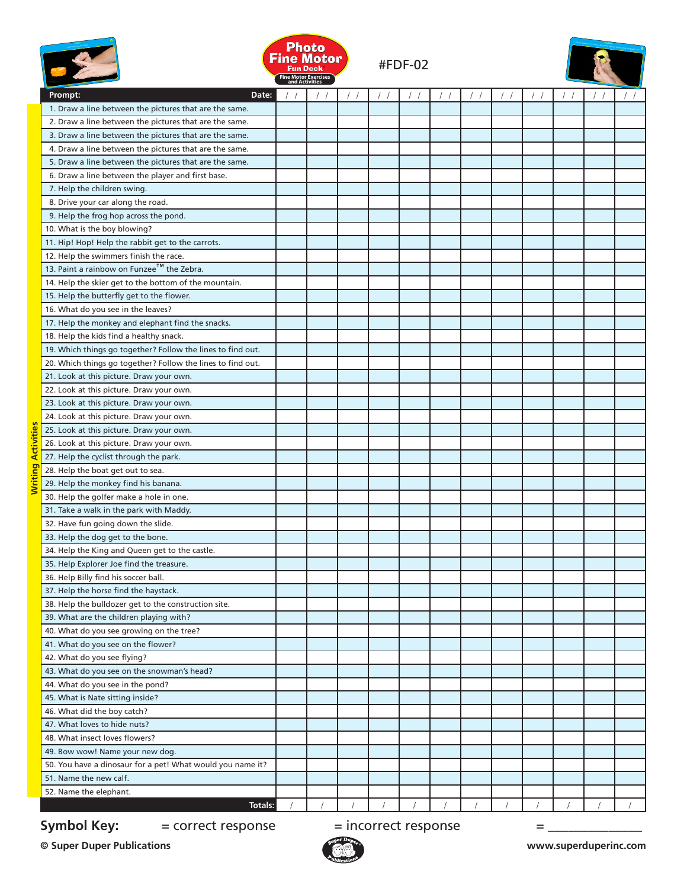Photo Fine Motor Fun Deck® Fine Motor Exercises and Activities

#FDF-02

**Writing Activities**

| Prompt: Date: | / / | / / | / / | / / | / / | / / | / / | / / | / / | / / | / / | / / |
|---|---|---|---|---|---|---|---|---|---|---|---|---|
| 1. Draw a line between the pictures that are the same. | | | | | | | | | | | | |
| 2. Draw a line between the pictures that are the same. | | | | | | | | | | | | |
| 3. Draw a line between the pictures that are the same. | | | | | | | | | | | | |
| 4. Draw a line between the pictures that are the same. | | | | | | | | | | | | |
| 5. Draw a line between the pictures that are the same. | | | | | | | | | | | | |
| 6. Draw a line between the player and first base. | | | | | | | | | | | | |
| 7. Help the children swing. | | | | | | | | | | | | |
| 8. Drive your car along the road. | | | | | | | | | | | | |
| 9. Help the frog hop across the pond. | | | | | | | | | | | | |
| 10. What is the boy blowing? | | | | | | | | | | | | |
| 11. Hip! Hop! Help the rabbit get to the carrots. | | | | | | | | | | | | |
| 12. Help the swimmers finish the race. | | | | | | | | | | | | |
| 13. Paint a rainbow on Funzee™ the Zebra. | | | | | | | | | | | | |
| 14. Help the skier get to the bottom of the mountain. | | | | | | | | | | | | |
| 15. Help the butterfly get to the flower. | | | | | | | | | | | | |
| 16. What do you see in the leaves? | | | | | | | | | | | | |
| 17. Help the monkey and elephant find the snacks. | | | | | | | | | | | | |
| 18. Help the kids find a healthy snack. | | | | | | | | | | | | |
| 19. Which things go together? Follow the lines to find out. | | | | | | | | | | | | |
| 20. Which things go together? Follow the lines to find out. | | | | | | | | | | | | |
| 21. Look at this picture. Draw your own. | | | | | | | | | | | | |
| 22. Look at this picture. Draw your own. | | | | | | | | | | | | |
| 23. Look at this picture. Draw your own. | | | | | | | | | | | | |
| 24. Look at this picture. Draw your own. | | | | | | | | | | | | |
| 25. Look at this picture. Draw your own. | | | | | | | | | | | | |
| 26. Look at this picture. Draw your own. | | | | | | | | | | | | |
| 27. Help the cyclist through the park. | | | | | | | | | | | | |
| 28. Help the boat get out to sea. | | | | | | | | | | | | |
| 29. Help the monkey find his banana. | | | | | | | | | | | | |
| 30. Help the golfer make a hole in one. | | | | | | | | | | | | |
| 31. Take a walk in the park with Maddy. | | | | | | | | | | | | |
| 32. Have fun going down the slide. | | | | | | | | | | | | |
| 33. Help the dog get to the bone. | | | | | | | | | | | | |
| 34. Help the King and Queen get to the castle. | | | | | | | | | | | | |
| 35. Help Explorer Joe find the treasure. | | | | | | | | | | | | |
| 36. Help Billy find his soccer ball. | | | | | | | | | | | | |
| 37. Help the horse find the haystack. | | | | | | | | | | | | |
| 38. Help the bulldozer get to the construction site. | | | | | | | | | | | | |
| 39. What are the children playing with? | | | | | | | | | | | | |
| 40. What do you see growing on the tree? | | | | | | | | | | | | |
| 41. What do you see on the flower? | | | | | | | | | | | | |
| 42. What do you see flying? | | | | | | | | | | | | |
| 43. What do you see on the snowman's head? | | | | | | | | | | | | |
| 44. What do you see in the pond? | | | | | | | | | | | | |
| 45. What is Nate sitting inside? | | | | | | | | | | | | |
| 46. What did the boy catch? | | | | | | | | | | | | |
| 47. What loves to hide nuts? | | | | | | | | | | | | |
| 48. What insect loves flowers? | | | | | | | | | | | | |
| 49. Bow wow! Name your new dog. | | | | | | | | | | | | |
| 50. You have a dinosaur for a pet! What would you name it? | | | | | | | | | | | | |
| 51. Name the new calf. | | | | | | | | | | | | |
| 52. Name the elephant. | | | | | | | | | | | | |
| Totals: | / | / | / | / | / | / | / | / | / | / | / | / |

**Symbol Key:** = correct response = incorrect response = ______________

**© Super Duper Publications** www.superduperinc.com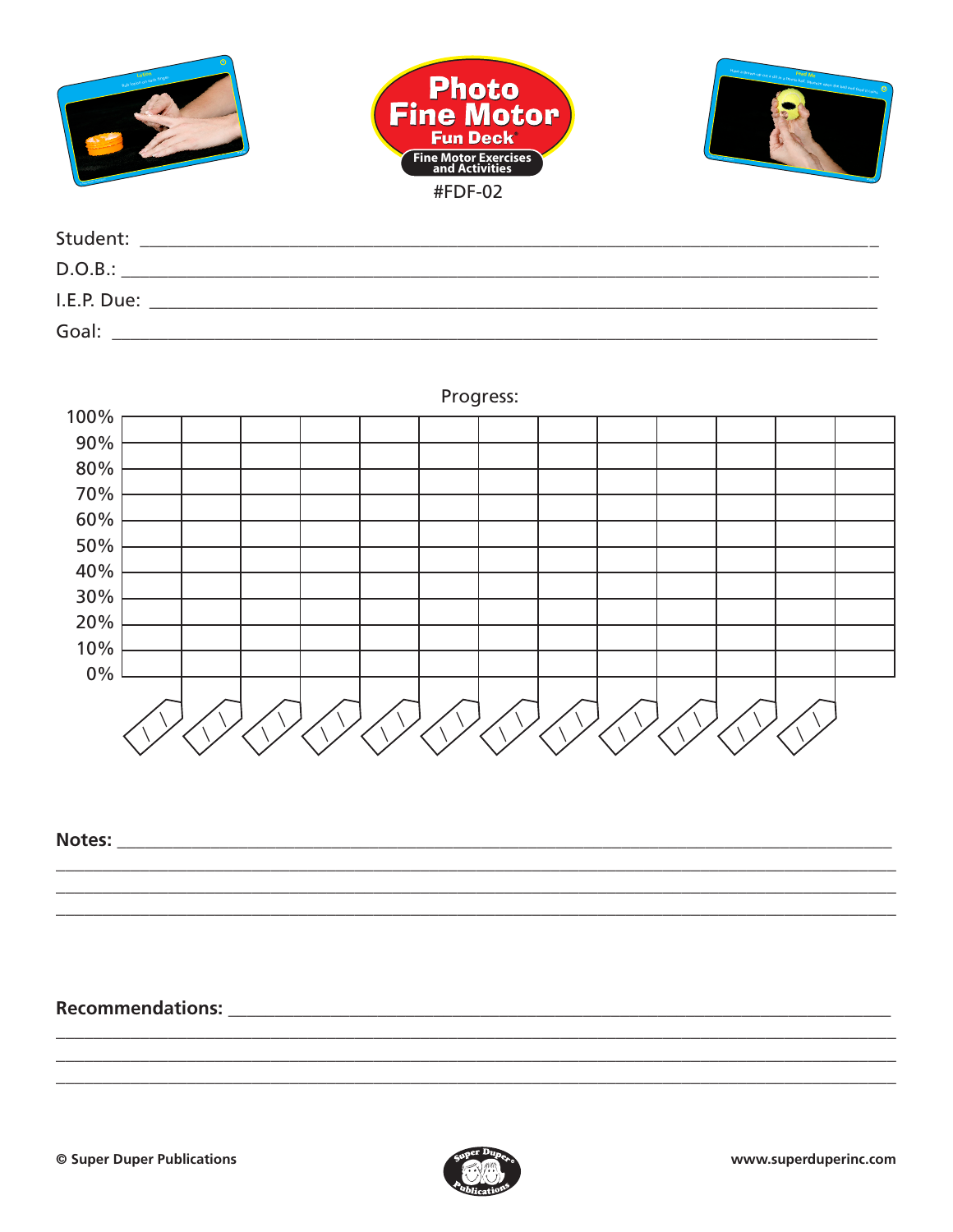# Photo Fine Motor Fun Deck

Fine Motor Exercises and Activities

#FDF-02

Student: ___________________________________________

D.O.B.: ___________________________________________

I.E.P. Due: ___________________________________________

Goal: ___________________________________________

Progress:

100%
90%
80%
70%
60%
50%
40%
30%
20%
10%
0%

**Notes:** ___________________________________________

___________________________________________

___________________________________________

___________________________________________

**Recommendations:** ___________________________________________

___________________________________________

___________________________________________

___________________________________________

**© Super Duper Publications** **www.superduperinc.com**